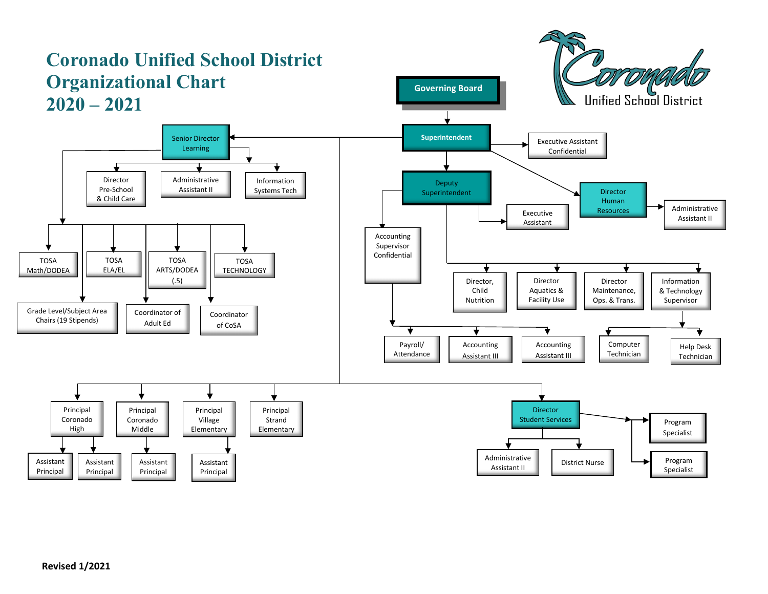# Coronado Unified School District Organizational Chart 2020 – 2021

Coronado Unified School District

- **Governing Board**
  - **Superintendent**
    - Executive Assistant Confidential
    - Director Human Resources
      - Administrative Assistant II
    - Senior Director Learning
      - Director Pre-School & Child Care
      - Administrative Assistant II
      - Information Systems Tech
      - TOSA Math/DODEA
      - TOSA ELA/EL
      - TOSA ARTS/DODEA (.5)
      - TOSA TECHNOLOGY
      - Grade Level/Subject Area Chairs (19 Stipends)
      - Coordinator of Adult Ed
      - Coordinator of CoSA
    - Deputy Superintendent
      - Executive Assistant
      - Accounting Supervisor Confidential
        - Payroll/ Attendance
        - Accounting Assistant III
        - Accounting Assistant III
      - Director, Child Nutrition
      - Director Aquatics & Facility Use
      - Director Maintenance, Ops. & Trans.
      - Information & Technology Supervisor
        - Computer Technician
        - Help Desk Technician
    - Principal Coronado High
      - Assistant Principal
      - Assistant Principal
    - Principal Coronado Middle
      - Assistant Principal
    - Principal Village Elementary
      - Assistant Principal
    - Principal Strand Elementary
    - Director Student Services
      - Administrative Assistant II
      - District Nurse
      - Program Specialist
      - Program Specialist

**Revised 1/2021**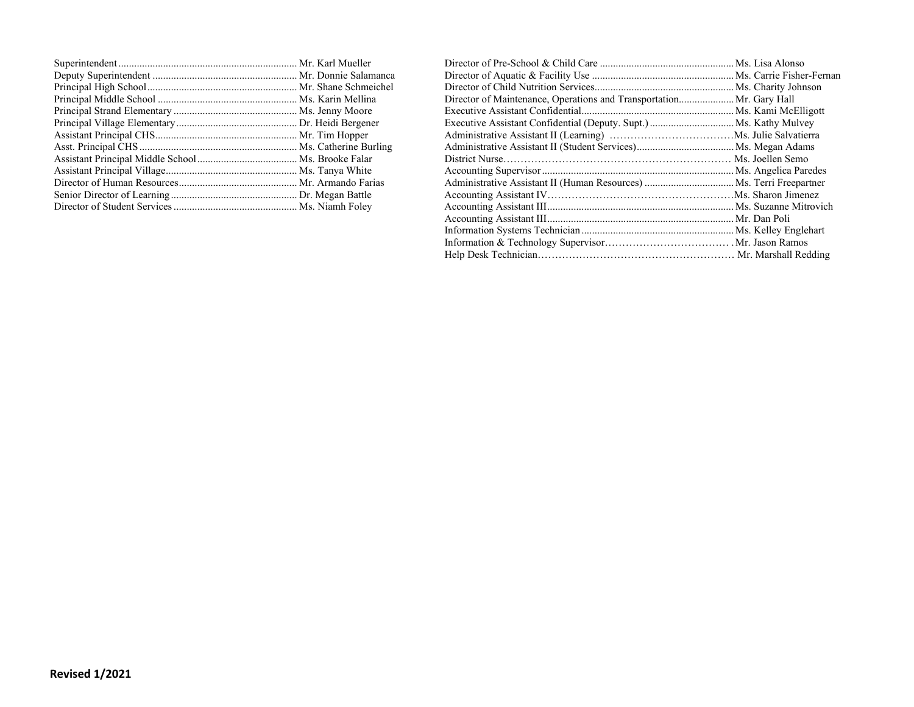Superintendent.................................................................... Mr. Karl Mueller
Deputy Superintendent ....................................................... Mr. Donnie Salamanca
Principal High School......................................................... Mr. Shane Schmeichel
Principal Middle School ..................................................... Ms. Karin Mellina
Principal Strand Elementary ............................................... Ms. Jenny Moore
Principal Village Elementary .............................................. Dr. Heidi Bergener
Assistant Principal CHS...................................................... Mr. Tim Hopper
Asst. Principal CHS ............................................................ Ms. Catherine Burling
Assistant Principal Middle School...................................... Ms. Brooke Falar
Assistant Principal Village.................................................. Ms. Tanya White
Director of Human Resources............................................. Mr. Armando Farias
Senior Director of Learning ................................................ Dr. Megan Battle
Director of Student Services ............................................... Ms. Niamh Foley

Director of Pre-School & Child Care ................................................... Ms. Lisa Alonso
Director of Aquatic & Facility Use ...................................................... Ms. Carrie Fisher-Fernan
Director of Child Nutrition Services..................................................... Ms. Charity Johnson
Director of Maintenance, Operations and Transportation..................... Mr. Gary Hall
Executive Assistant Confidential.......................................................... Ms. Kami McElligott
Executive Assistant Confidential (Deputy. Supt.) ................................ Ms. Kathy Mulvey
Administrative Assistant II (Learning) ……………………………….Ms. Julie Salvatierra
Administrative Assistant II (Student Services)..................................... Ms. Megan Adams
District Nurse………………………………………………………… Ms. Joellen Semo
Accounting Supervisor ........................................................................ Ms. Angelica Paredes
Administrative Assistant II (Human Resources) .................................. Ms. Terri Freepartner
Accounting Assistant IV………………………………………………Ms. Sharon Jimenez
Accounting Assistant III...................................................................... Ms. Suzanne Mitrovich
Accounting Assistant III...................................................................... Mr. Dan Poli
Information Systems Technician .......................................................... Ms. Kelley Englehart
Information & Technology Supervisor……………………………… .Mr. Jason Ramos
Help Desk Technician………………………………………………… Mr. Marshall Redding

**Revised 1/2021**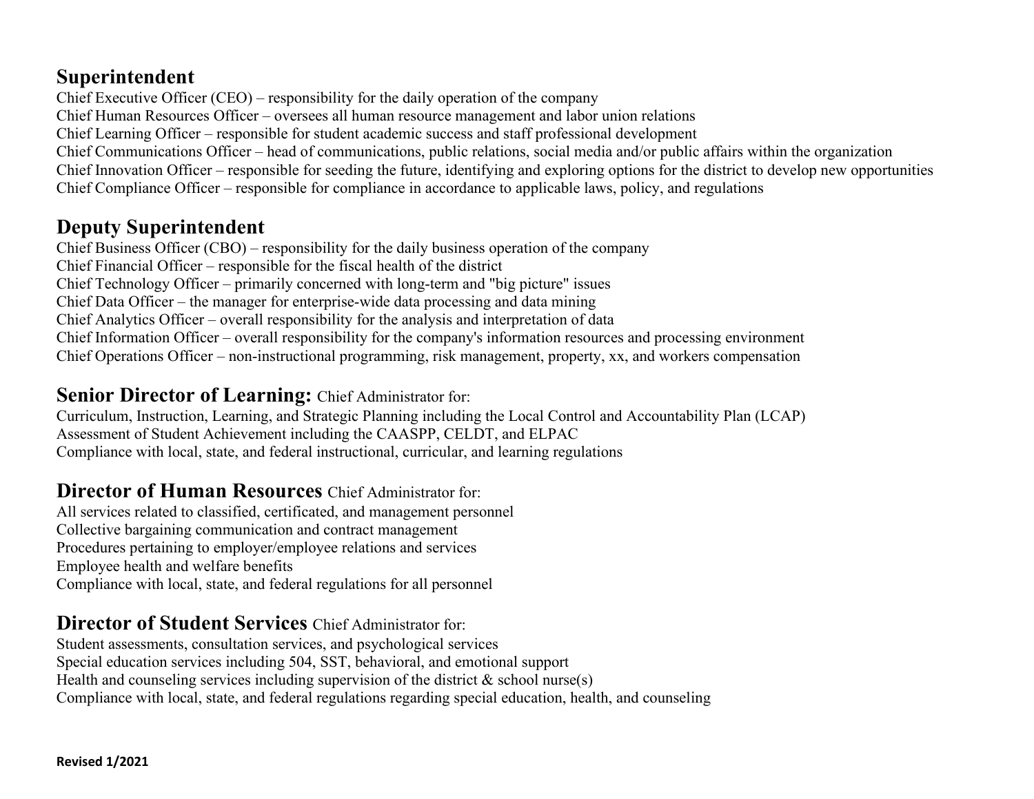## Superintendent

Chief Executive Officer (CEO) – responsibility for the daily operation of the company
Chief Human Resources Officer – oversees all human resource management and labor union relations
Chief Learning Officer – responsible for student academic success and staff professional development
Chief Communications Officer – head of communications, public relations, social media and/or public affairs within the organization
Chief Innovation Officer – responsible for seeding the future, identifying and exploring options for the district to develop new opportunities
Chief Compliance Officer – responsible for compliance in accordance to applicable laws, policy, and regulations

## Deputy Superintendent

Chief Business Officer (CBO) – responsibility for the daily business operation of the company
Chief Financial Officer – responsible for the fiscal health of the district
Chief Technology Officer – primarily concerned with long-term and "big picture" issues
Chief Data Officer – the manager for enterprise-wide data processing and data mining
Chief Analytics Officer – overall responsibility for the analysis and interpretation of data
Chief Information Officer – overall responsibility for the company's information resources and processing environment
Chief Operations Officer – non-instructional programming, risk management, property, xx, and workers compensation

## Senior Director of Learning: Chief Administrator for:

Curriculum, Instruction, Learning, and Strategic Planning including the Local Control and Accountability Plan (LCAP)
Assessment of Student Achievement including the CAASPP, CELDT, and ELPAC
Compliance with local, state, and federal instructional, curricular, and learning regulations

## Director of Human Resources Chief Administrator for:

All services related to classified, certificated, and management personnel
Collective bargaining communication and contract management
Procedures pertaining to employer/employee relations and services
Employee health and welfare benefits
Compliance with local, state, and federal regulations for all personnel

## Director of Student Services Chief Administrator for:

Student assessments, consultation services, and psychological services
Special education services including 504, SST, behavioral, and emotional support
Health and counseling services including supervision of the district & school nurse(s)
Compliance with local, state, and federal regulations regarding special education, health, and counseling

**Revised 1/2021**